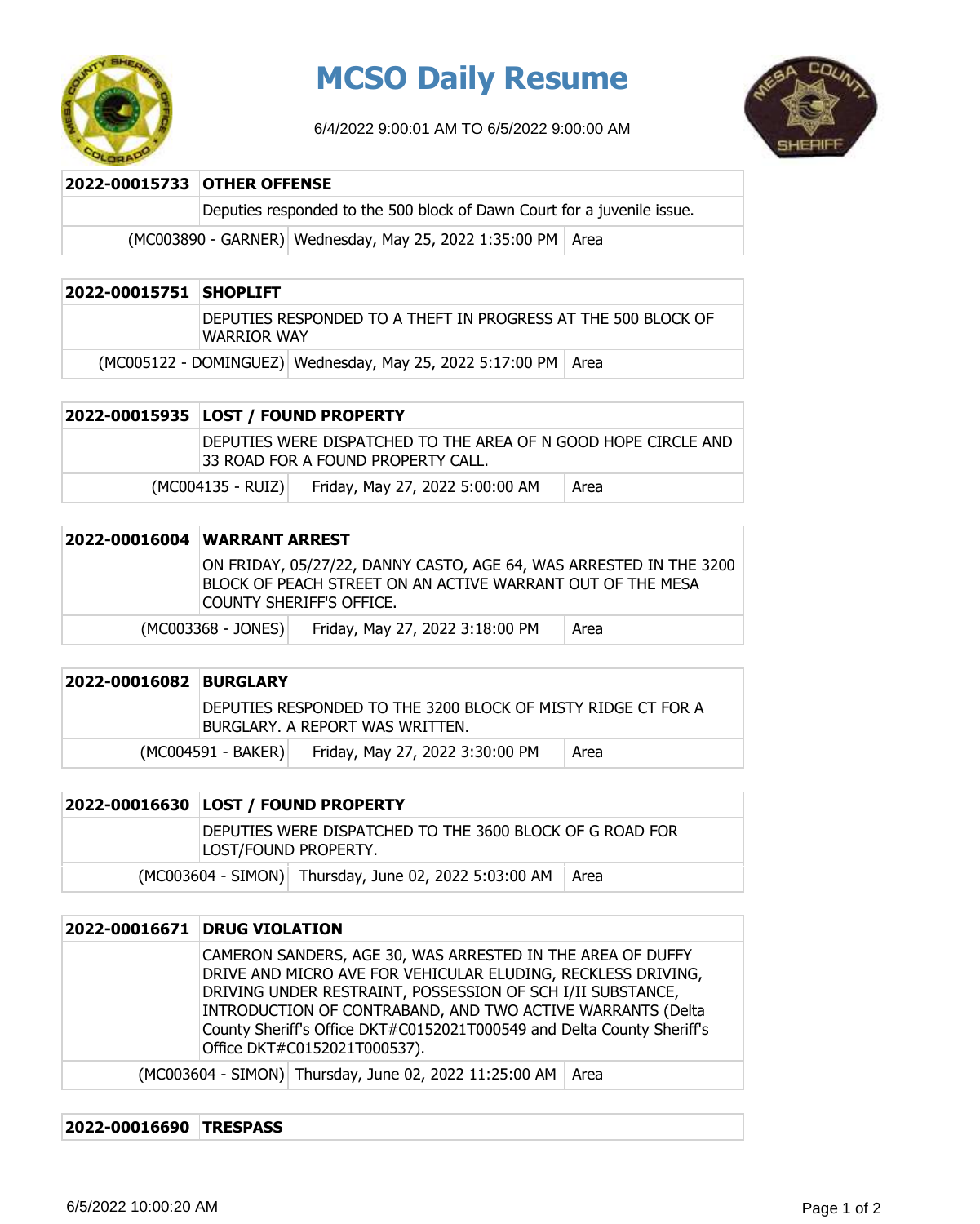# MCSO Daily Resume

6/4/2022 9:00:01 AM TO 6/5/2022 9:00:00 AM

| 2022-00015733 | OTHER OFFENSE | |
|---|---|---|
| | Deputies responded to the 500 block of Dawn Court for a juvenile issue. | |
| (MC003890 - GARNER) | Wednesday, May 25, 2022 1:35:00 PM | Area |

| 2022-00015751 | SHOPLIFT | |
|---|---|---|
| | DEPUTIES RESPONDED TO A THEFT IN PROGRESS AT THE 500 BLOCK OF WARRIOR WAY | |
| (MC005122 - DOMINGUEZ) | Wednesday, May 25, 2022 5:17:00 PM | Area |

| 2022-00015935 | LOST / FOUND PROPERTY | |
|---|---|---|
| | DEPUTIES WERE DISPATCHED TO THE AREA OF N GOOD HOPE CIRCLE AND 33 ROAD FOR A FOUND PROPERTY CALL. | |
| (MC004135 - RUIZ) | Friday, May 27, 2022 5:00:00 AM | Area |

| 2022-00016004 | WARRANT ARREST | |
|---|---|---|
| | ON FRIDAY, 05/27/22, DANNY CASTO, AGE 64, WAS ARRESTED IN THE 3200 BLOCK OF PEACH STREET ON AN ACTIVE WARRANT OUT OF THE MESA COUNTY SHERIFF'S OFFICE. | |
| (MC003368 - JONES) | Friday, May 27, 2022 3:18:00 PM | Area |

| 2022-00016082 | BURGLARY | |
|---|---|---|
| | DEPUTIES RESPONDED TO THE 3200 BLOCK OF MISTY RIDGE CT FOR A BURGLARY. A REPORT WAS WRITTEN. | |
| (MC004591 - BAKER) | Friday, May 27, 2022 3:30:00 PM | Area |

| 2022-00016630 | LOST / FOUND PROPERTY | |
|---|---|---|
| | DEPUTIES WERE DISPATCHED TO THE 3600 BLOCK OF G ROAD FOR LOST/FOUND PROPERTY. | |
| (MC003604 - SIMON) | Thursday, June 02, 2022 5:03:00 AM | Area |

| 2022-00016671 | DRUG VIOLATION | |
|---|---|---|
| | CAMERON SANDERS, AGE 30, WAS ARRESTED IN THE AREA OF DUFFY DRIVE AND MICRO AVE FOR VEHICULAR ELUDING, RECKLESS DRIVING, DRIVING UNDER RESTRAINT, POSSESSION OF SCH I/II SUBSTANCE, INTRODUCTION OF CONTRABAND, AND TWO ACTIVE WARRANTS (Delta County Sheriff's Office DKT#C0152021T000549 and Delta County Sheriff's Office DKT#C0152021T000537). | |
| (MC003604 - SIMON) | Thursday, June 02, 2022 11:25:00 AM | Area |

| 2022-00016690 | TRESPASS |
|---|---|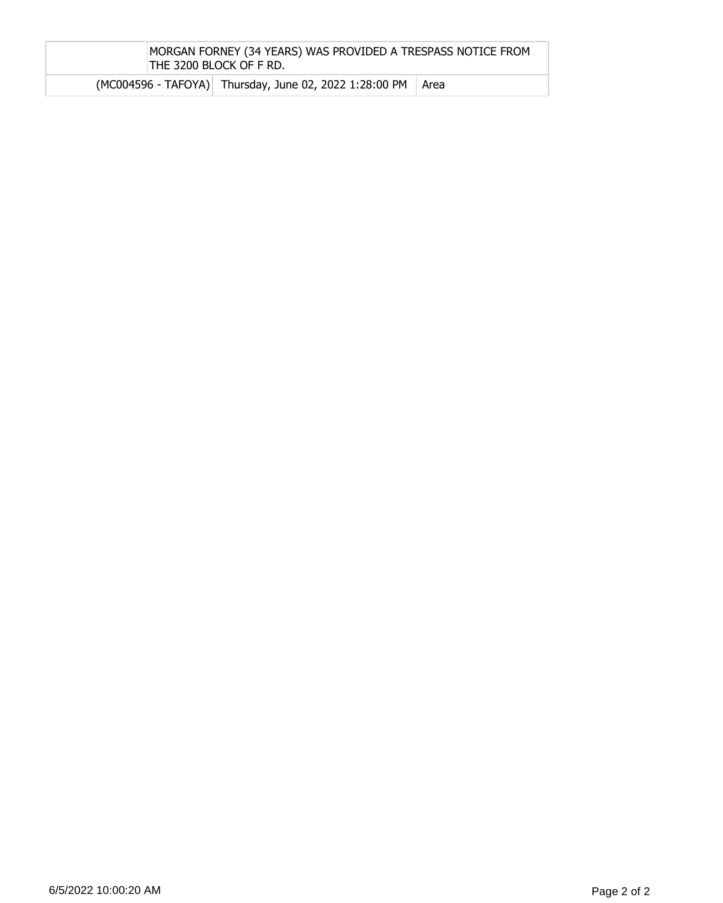| | | |
|---|---|---|
| | MORGAN FORNEY (34 YEARS) WAS PROVIDED A TRESPASS NOTICE FROM THE 3200 BLOCK OF F RD. | |
| (MC004596 - TAFOYA) | Thursday, June 02, 2022 1:28:00 PM | Area |

6/5/2022 10:00:20 AM